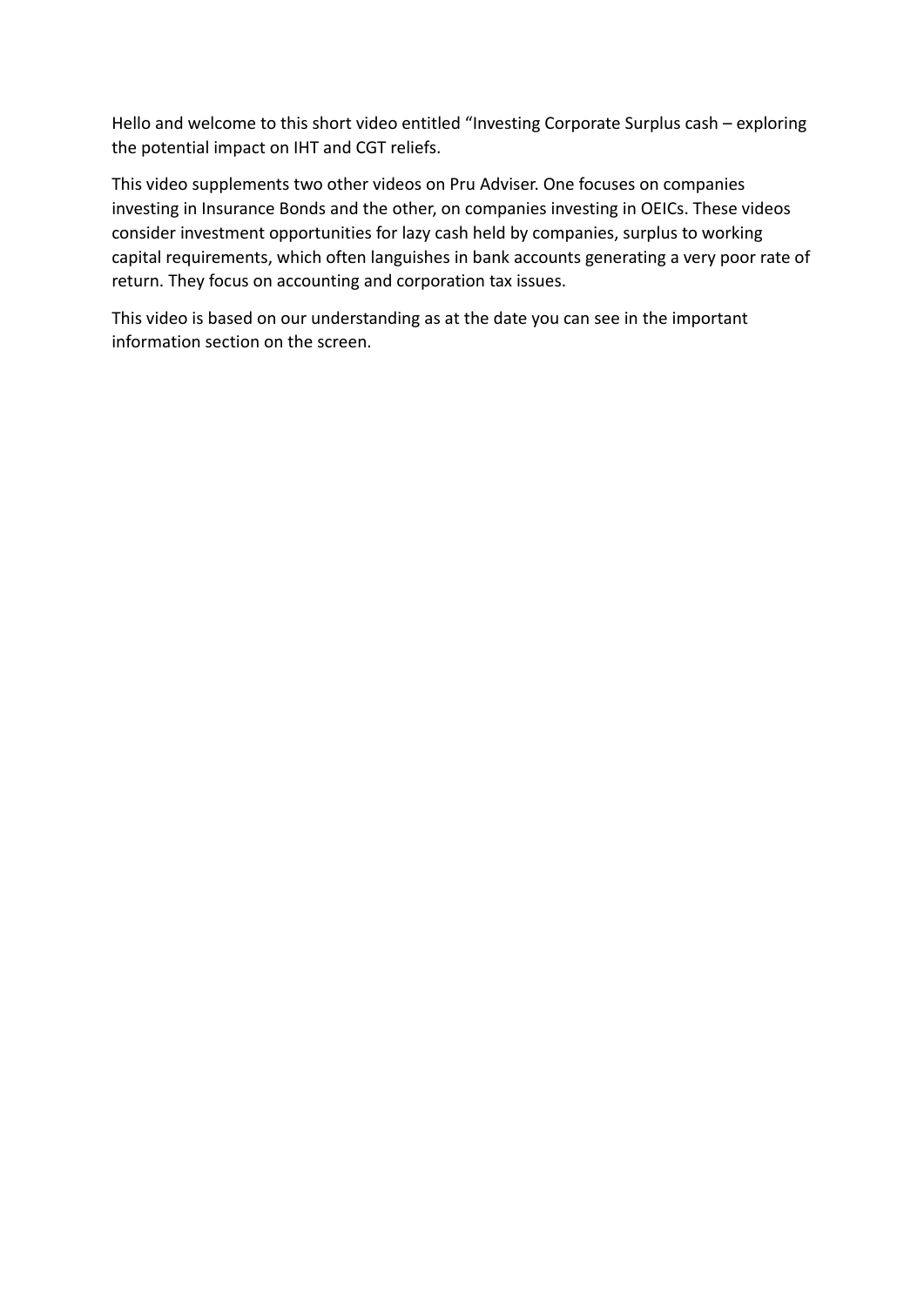Hello and welcome to this short video entitled “Investing Corporate Surplus cash – exploring the potential impact on IHT and CGT reliefs.

This video supplements two other videos on Pru Adviser. One focuses on companies investing in Insurance Bonds and the other, on companies investing in OEICs. These videos consider investment opportunities for lazy cash held by companies, surplus to working capital requirements, which often languishes in bank accounts generating a very poor rate of return. They focus on accounting and corporation tax issues.

This video is based on our understanding as at the date you can see in the important information section on the screen.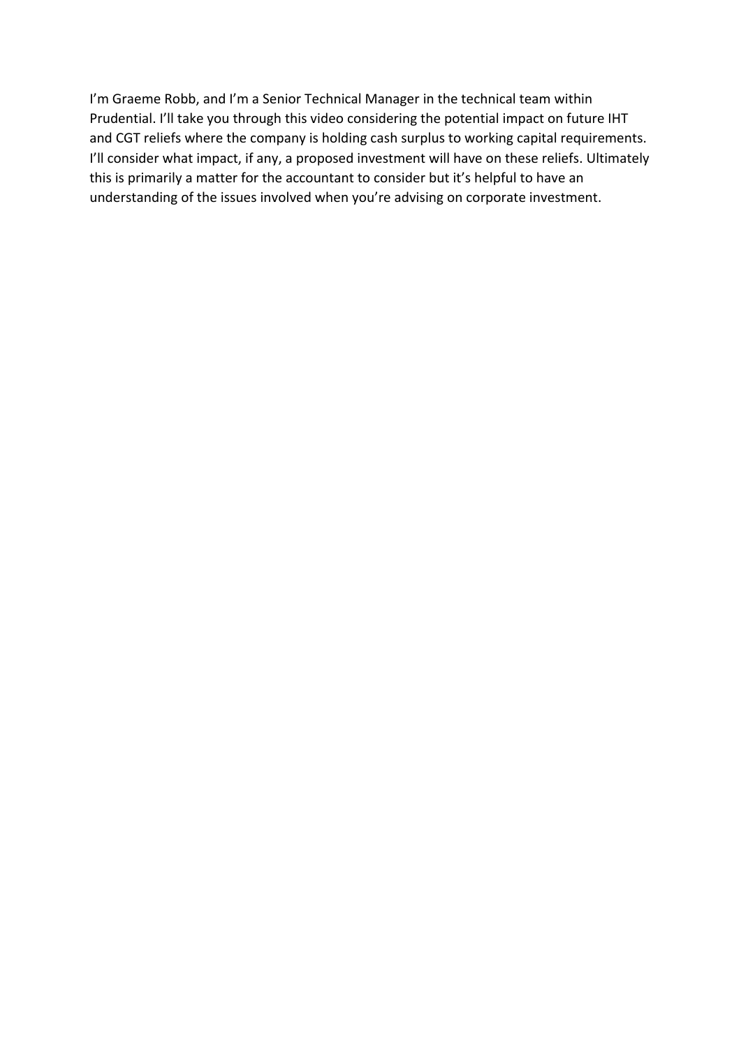I'm Graeme Robb, and I'm a Senior Technical Manager in the technical team within Prudential. I'll take you through this video considering the potential impact on future IHT and CGT reliefs where the company is holding cash surplus to working capital requirements. I'll consider what impact, if any, a proposed investment will have on these reliefs. Ultimately this is primarily a matter for the accountant to consider but it's helpful to have an understanding of the issues involved when you're advising on corporate investment.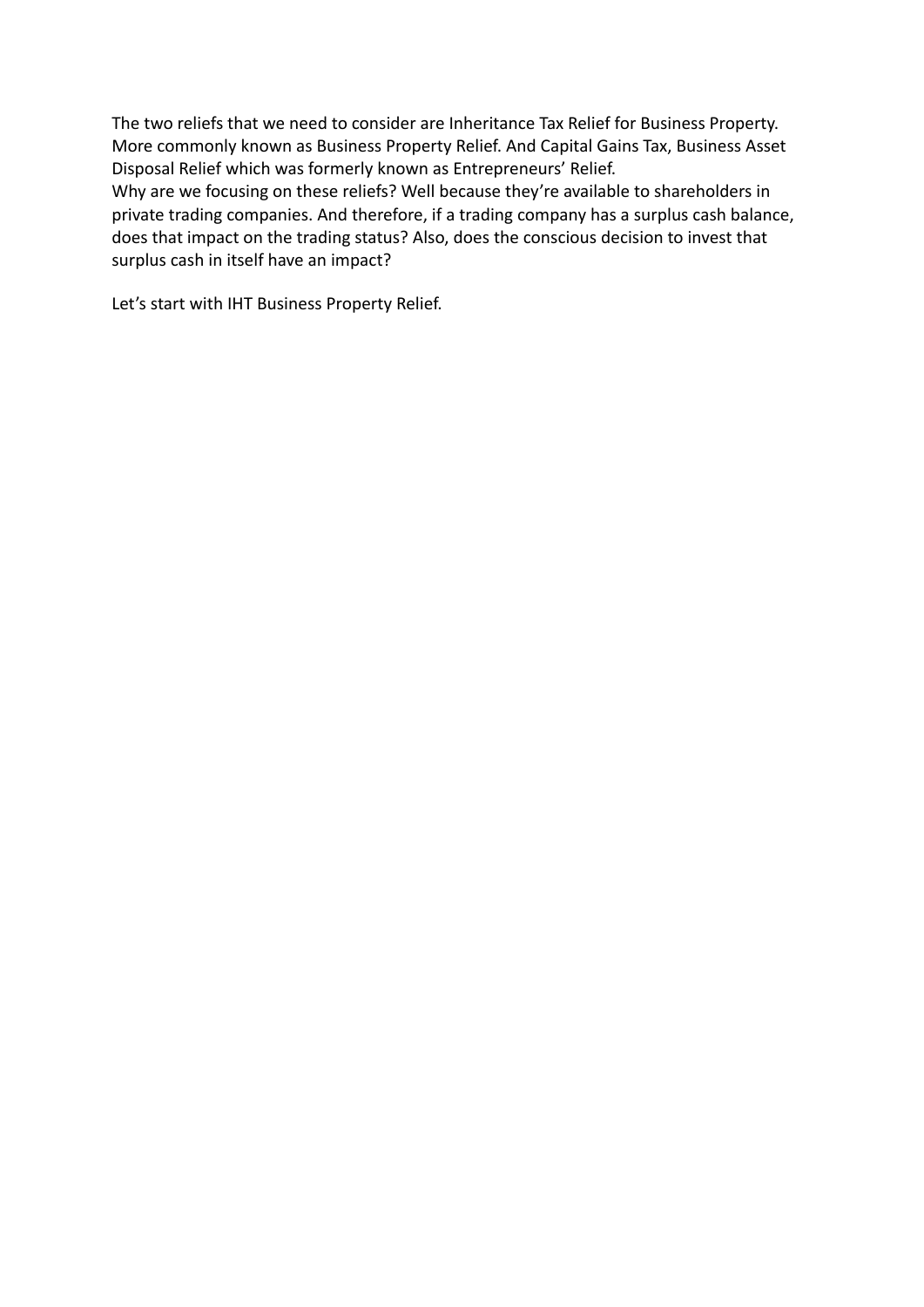The two reliefs that we need to consider are Inheritance Tax Relief for Business Property. More commonly known as Business Property Relief. And Capital Gains Tax, Business Asset Disposal Relief which was formerly known as Entrepreneurs' Relief.
Why are we focusing on these reliefs? Well because they're available to shareholders in private trading companies. And therefore, if a trading company has a surplus cash balance, does that impact on the trading status? Also, does the conscious decision to invest that surplus cash in itself have an impact?

Let's start with IHT Business Property Relief.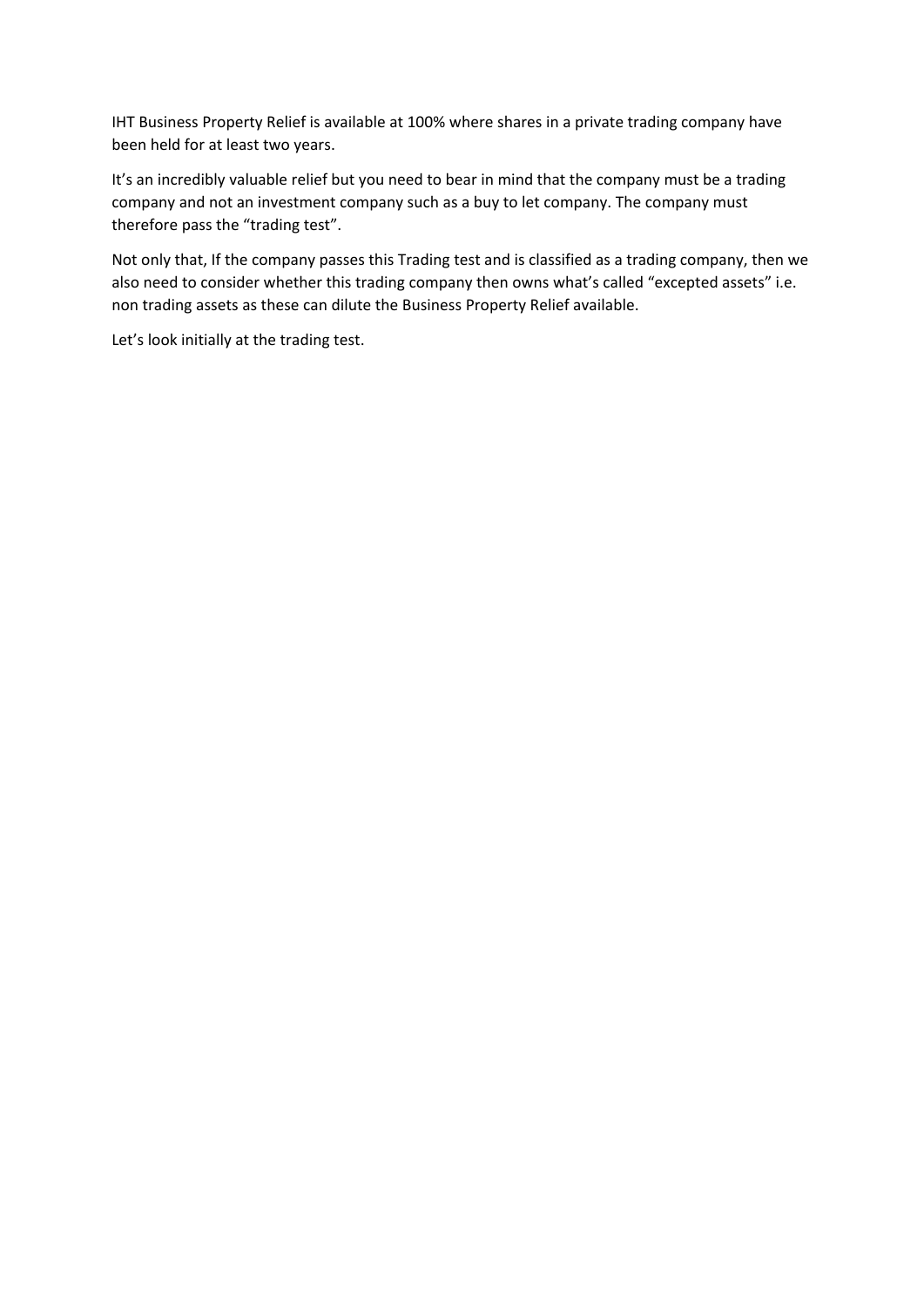IHT Business Property Relief is available at 100% where shares in a private trading company have been held for at least two years.

It's an incredibly valuable relief but you need to bear in mind that the company must be a trading company and not an investment company such as a buy to let company. The company must therefore pass the "trading test".

Not only that, If the company passes this Trading test and is classified as a trading company, then we also need to consider whether this trading company then owns what's called "excepted assets" i.e. non trading assets as these can dilute the Business Property Relief available.

Let's look initially at the trading test.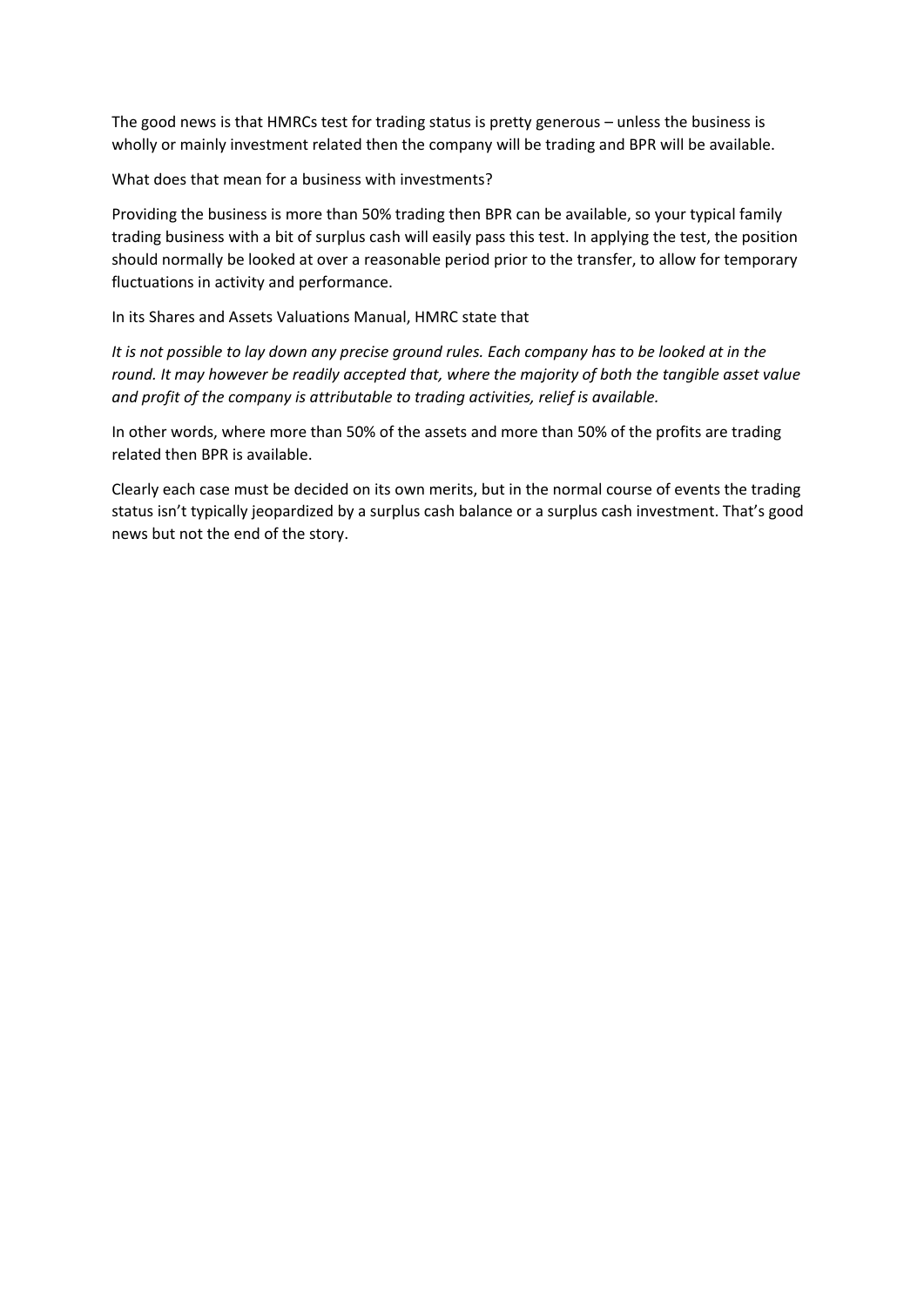The good news is that HMRCs test for trading status is pretty generous – unless the business is wholly or mainly investment related then the company will be trading and BPR will be available.

What does that mean for a business with investments?

Providing the business is more than 50% trading then BPR can be available, so your typical family trading business with a bit of surplus cash will easily pass this test. In applying the test, the position should normally be looked at over a reasonable period prior to the transfer, to allow for temporary fluctuations in activity and performance.

In its Shares and Assets Valuations Manual, HMRC state that

*It is not possible to lay down any precise ground rules. Each company has to be looked at in the round. It may however be readily accepted that, where the majority of both the tangible asset value and profit of the company is attributable to trading activities, relief is available.*

In other words, where more than 50% of the assets and more than 50% of the profits are trading related then BPR is available.

Clearly each case must be decided on its own merits, but in the normal course of events the trading status isn't typically jeopardized by a surplus cash balance or a surplus cash investment. That's good news but not the end of the story.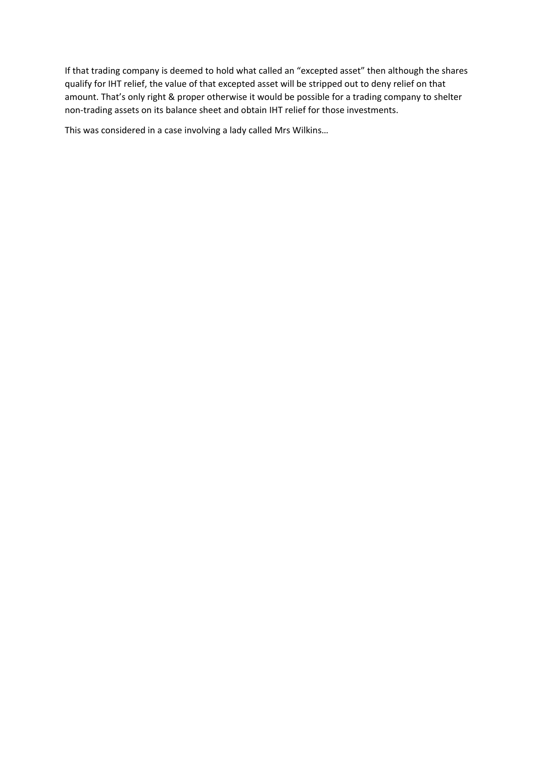If that trading company is deemed to hold what called an “excepted asset” then although the shares qualify for IHT relief, the value of that excepted asset will be stripped out to deny relief on that amount. That’s only right & proper otherwise it would be possible for a trading company to shelter non-trading assets on its balance sheet and obtain IHT relief for those investments.

This was considered in a case involving a lady called Mrs Wilkins…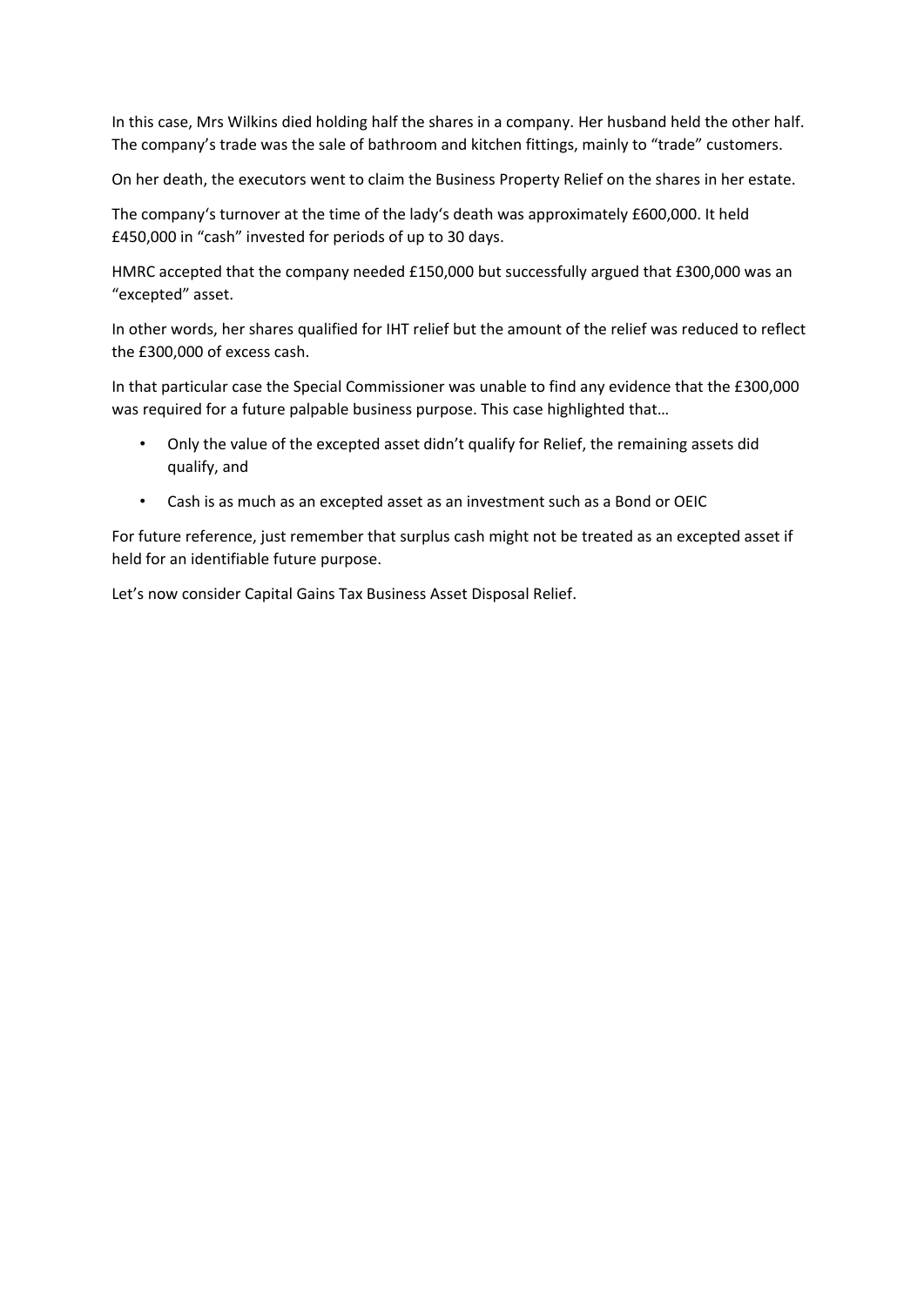In this case, Mrs Wilkins died holding half the shares in a company. Her husband held the other half. The company's trade was the sale of bathroom and kitchen fittings, mainly to "trade" customers.

On her death, the executors went to claim the Business Property Relief on the shares in her estate.

The company's turnover at the time of the lady's death was approximately £600,000. It held £450,000 in "cash" invested for periods of up to 30 days.

HMRC accepted that the company needed £150,000 but successfully argued that £300,000 was an "excepted" asset.

In other words, her shares qualified for IHT relief but the amount of the relief was reduced to reflect the £300,000 of excess cash.

In that particular case the Special Commissioner was unable to find any evidence that the £300,000 was required for a future palpable business purpose. This case highlighted that…

- Only the value of the excepted asset didn't qualify for Relief, the remaining assets did qualify, and
- Cash is as much as an excepted asset as an investment such as a Bond or OEIC

For future reference, just remember that surplus cash might not be treated as an excepted asset if held for an identifiable future purpose.

Let's now consider Capital Gains Tax Business Asset Disposal Relief.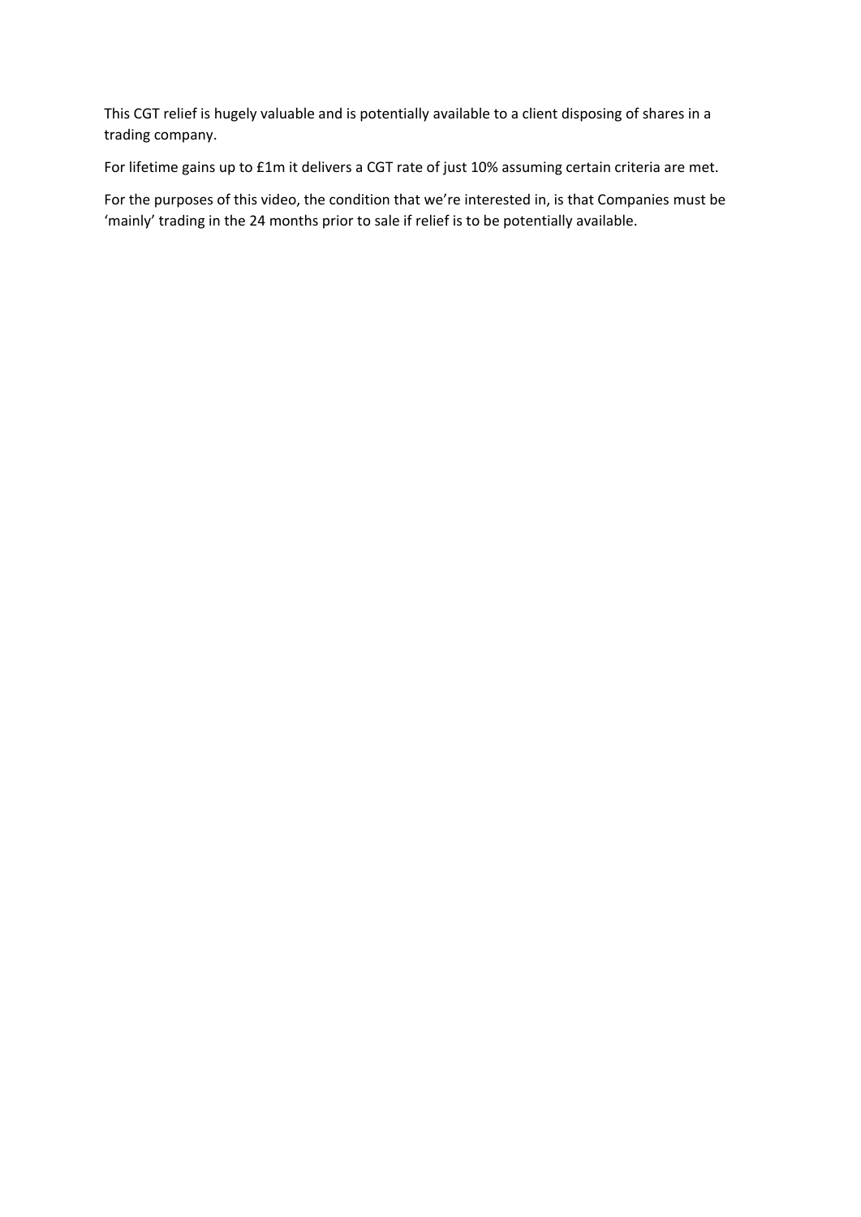This CGT relief is hugely valuable and is potentially available to a client disposing of shares in a trading company.

For lifetime gains up to £1m it delivers a CGT rate of just 10% assuming certain criteria are met.

For the purposes of this video, the condition that we're interested in, is that Companies must be 'mainly' trading in the 24 months prior to sale if relief is to be potentially available.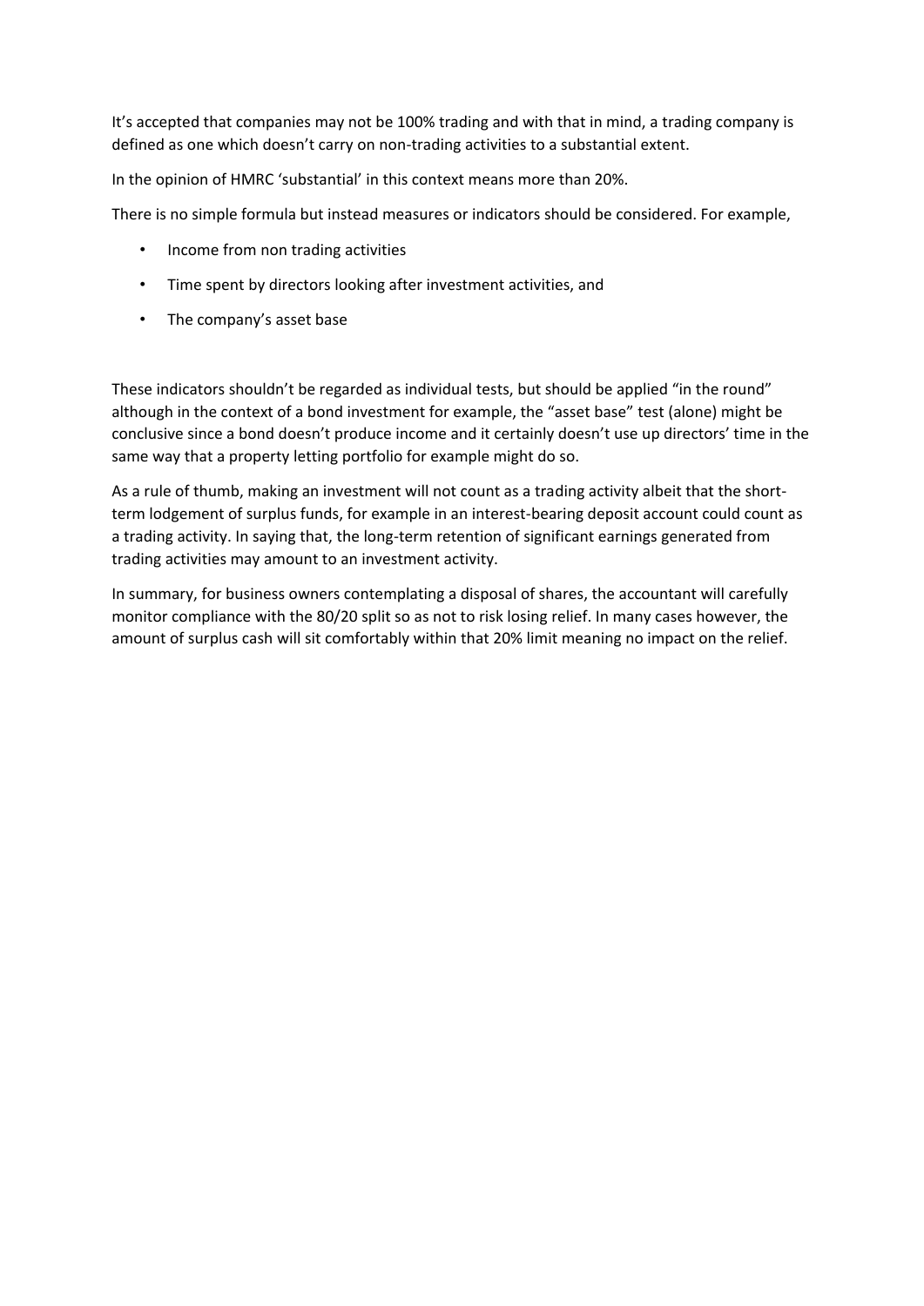It's accepted that companies may not be 100% trading and with that in mind, a trading company is defined as one which doesn't carry on non-trading activities to a substantial extent.

In the opinion of HMRC 'substantial' in this context means more than 20%.

There is no simple formula but instead measures or indicators should be considered. For example,

- Income from non trading activities
- Time spent by directors looking after investment activities, and
- The company's asset base

These indicators shouldn't be regarded as individual tests, but should be applied "in the round" although in the context of a bond investment for example, the "asset base" test (alone) might be conclusive since a bond doesn't produce income and it certainly doesn't use up directors' time in the same way that a property letting portfolio for example might do so.

As a rule of thumb, making an investment will not count as a trading activity albeit that the short-term lodgement of surplus funds, for example in an interest-bearing deposit account could count as a trading activity. In saying that, the long-term retention of significant earnings generated from trading activities may amount to an investment activity.

In summary, for business owners contemplating a disposal of shares, the accountant will carefully monitor compliance with the 80/20 split so as not to risk losing relief. In many cases however, the amount of surplus cash will sit comfortably within that 20% limit meaning no impact on the relief.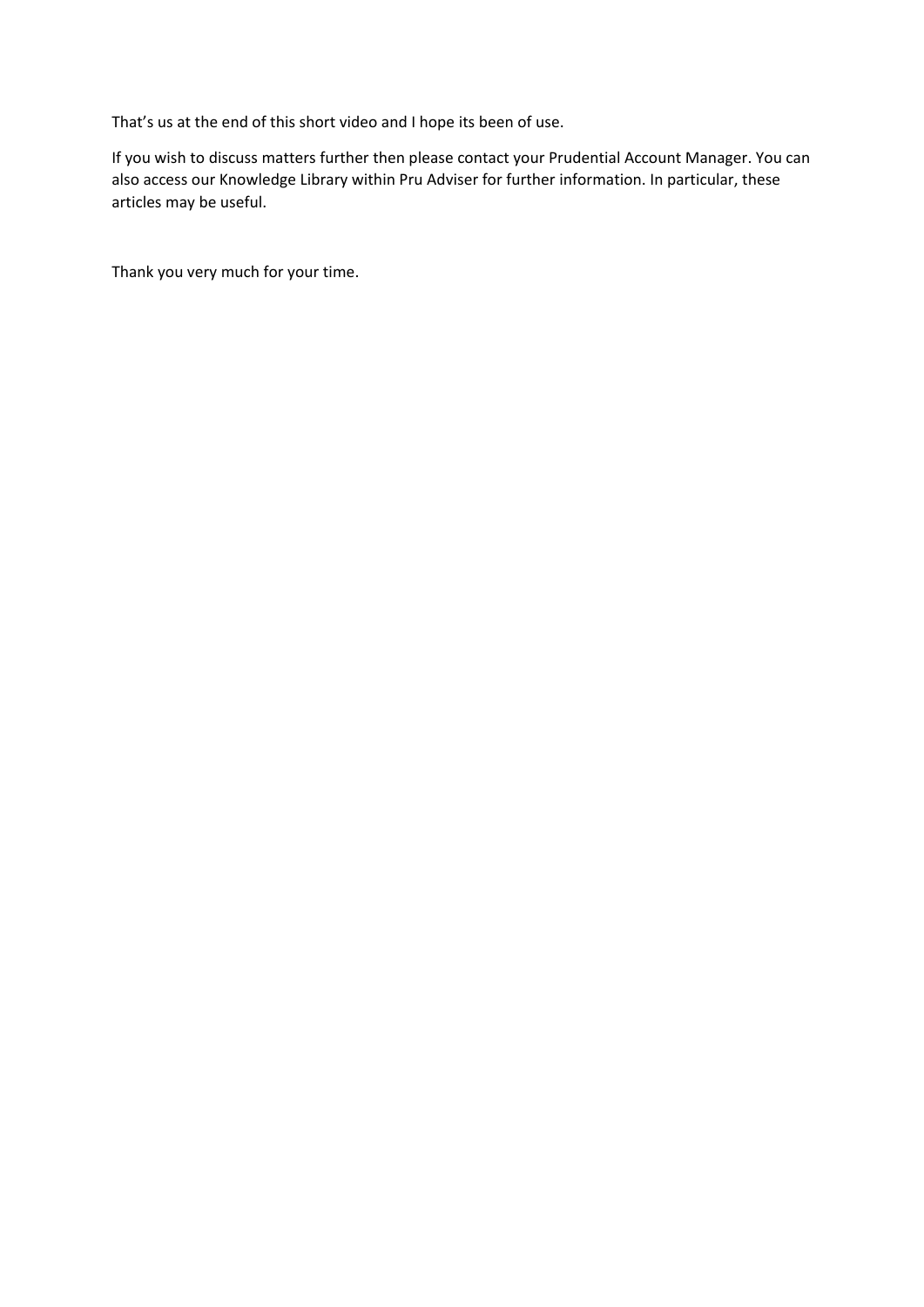That's us at the end of this short video and I hope its been of use.

If you wish to discuss matters further then please contact your Prudential Account Manager. You can also access our Knowledge Library within Pru Adviser for further information. In particular, these articles may be useful.

Thank you very much for your time.